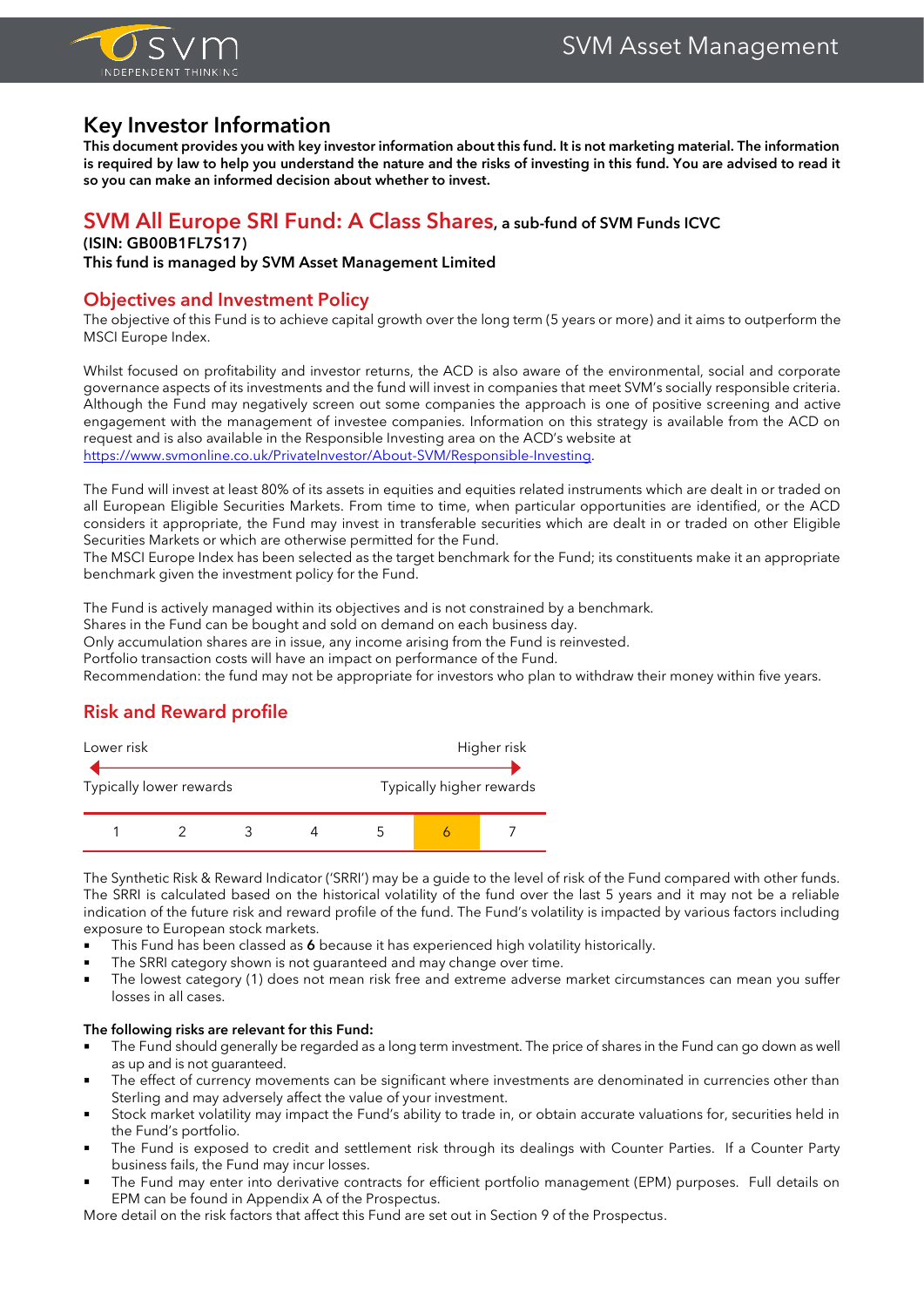# Key Investor Information

**This document provides you with key investor information about this fund. It is not marketing material. The information is required by law to help you understand the nature and the risks of investing in this fund. You are advised to read it so you can make an informed decision about whether to invest.**

## SVM All Europe SRI Fund: A Class Shares, a sub-fund of SVM Funds ICVC

**(ISIN: GB00B1FL7S17)**

**This fund is managed by SVM Asset Management Limited**

## Objectives and Investment Policy

The objective of this Fund is to achieve capital growth over the long term (5 years or more) and it aims to outperform the MSCI Europe Index.

Whilst focused on profitability and investor returns, the ACD is also aware of the environmental, social and corporate governance aspects of its investments and the fund will invest in companies that meet SVM's socially responsible criteria. Although the Fund may negatively screen out some companies the approach is one of positive screening and active engagement with the management of investee companies. Information on this strategy is available from the ACD on request and is also available in the Responsible Investing area on the ACD's website at https://www.svmonline.co.uk/PrivateInvestor/About-SVM/Responsible-Investing.

The Fund will invest at least 80% of its assets in equities and equities related instruments which are dealt in or traded on all European Eligible Securities Markets. From time to time, when particular opportunities are identified, or the ACD considers it appropriate, the Fund may invest in transferable securities which are dealt in or traded on other Eligible Securities Markets or which are otherwise permitted for the Fund.

The MSCI Europe Index has been selected as the target benchmark for the Fund; its constituents make it an appropriate benchmark given the investment policy for the Fund.

The Fund is actively managed within its objectives and is not constrained by a benchmark.

Shares in the Fund can be bought and sold on demand on each business day.

Only accumulation shares are in issue, any income arising from the Fund is reinvested.

Portfolio transaction costs will have an impact on performance of the Fund.

Recommendation: the fund may not be appropriate for investors who plan to withdraw their money within five years.

## Risk and Reward profile

Lower risk ← → Higher risk

Typically lower rewards — Typically higher rewards

| 1 | 2 | 3 | 4 | 5 | **6** | 7 |
|---|---|---|---|---|---|---|

The Synthetic Risk & Reward Indicator ('SRRI') may be a guide to the level of risk of the Fund compared with other funds. The SRRI is calculated based on the historical volatility of the fund over the last 5 years and it may not be a reliable indication of the future risk and reward profile of the fund. The Fund's volatility is impacted by various factors including exposure to European stock markets.

- This Fund has been classed as **6** because it has experienced high volatility historically.
- The SRRI category shown is not guaranteed and may change over time.
- The lowest category (1) does not mean risk free and extreme adverse market circumstances can mean you suffer losses in all cases.

**The following risks are relevant for this Fund:**

- The Fund should generally be regarded as a long term investment. The price of shares in the Fund can go down as well as up and is not guaranteed.
- The effect of currency movements can be significant where investments are denominated in currencies other than Sterling and may adversely affect the value of your investment.
- Stock market volatility may impact the Fund's ability to trade in, or obtain accurate valuations for, securities held in the Fund's portfolio.
- The Fund is exposed to credit and settlement risk through its dealings with Counter Parties. If a Counter Party business fails, the Fund may incur losses.
- The Fund may enter into derivative contracts for efficient portfolio management (EPM) purposes. Full details on EPM can be found in Appendix A of the Prospectus.

More detail on the risk factors that affect this Fund are set out in Section 9 of the Prospectus.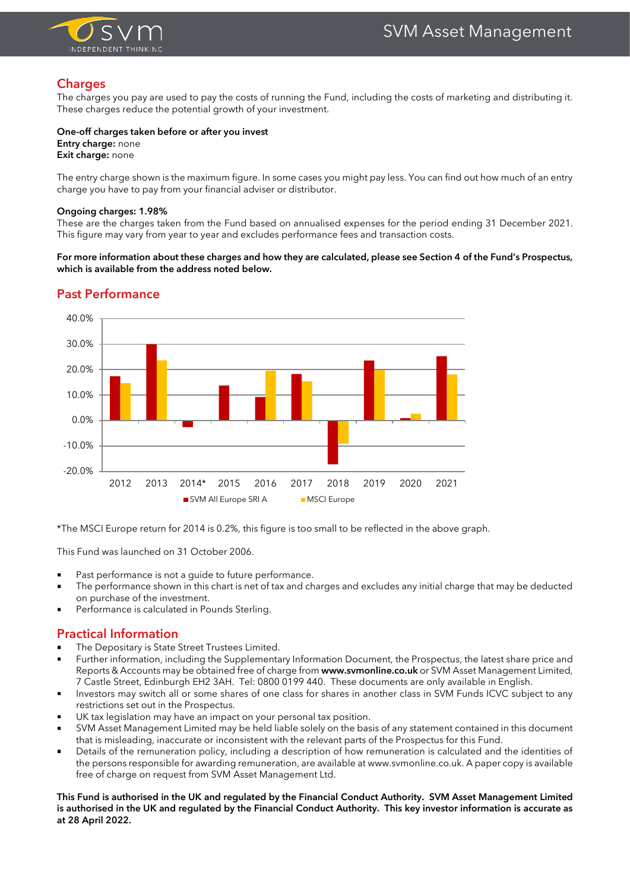## Charges

The charges you pay are used to pay the costs of running the Fund, including the costs of marketing and distributing it. These charges reduce the potential growth of your investment.

**One-off charges taken before or after you invest**
**Entry charge:** none
**Exit charge:** none

The entry charge shown is the maximum figure. In some cases you might pay less. You can find out how much of an entry charge you have to pay from your financial adviser or distributor.

**Ongoing charges: 1.98%**
These are the charges taken from the Fund based on annualised expenses for the period ending 31 December 2021. This figure may vary from year to year and excludes performance fees and transaction costs.

**For more information about these charges and how they are calculated, please see Section 4 of the Fund's Prospectus, which is available from the address noted below.**

## Past Performance

40.0%
30.0%
20.0%
10.0%
0.0%
-10.0%
-20.0%

2012 2013 2014* 2015 2016 2017 2018 2019 2020 2021

SVM All Europe SRI A
MSCI Europe

*The MSCI Europe return for 2014 is 0.2%, this figure is too small to be reflected in the above graph.

This Fund was launched on 31 October 2006.

- Past performance is not a guide to future performance.
- The performance shown in this chart is net of tax and charges and excludes any initial charge that may be deducted on purchase of the investment.
- Performance is calculated in Pounds Sterling.

## Practical Information

- The Depositary is State Street Trustees Limited.
- Further information, including the Supplementary Information Document, the Prospectus, the latest share price and Reports & Accounts may be obtained free of charge from **www.svmonline.co.uk** or SVM Asset Management Limited, 7 Castle Street, Edinburgh EH2 3AH. Tel: 0800 0199 440. These documents are only available in English.
- Investors may switch all or some shares of one class for shares in another class in SVM Funds ICVC subject to any restrictions set out in the Prospectus.
- UK tax legislation may have an impact on your personal tax position.
- SVM Asset Management Limited may be held liable solely on the basis of any statement contained in this document that is misleading, inaccurate or inconsistent with the relevant parts of the Prospectus for this Fund.
- Details of the remuneration policy, including a description of how remuneration is calculated and the identities of the persons responsible for awarding remuneration, are available at www.svmonline.co.uk. A paper copy is available free of charge on request from SVM Asset Management Ltd.

**This Fund is authorised in the UK and regulated by the Financial Conduct Authority. SVM Asset Management Limited is authorised in the UK and regulated by the Financial Conduct Authority. This key investor information is accurate as at 28 April 2022.**